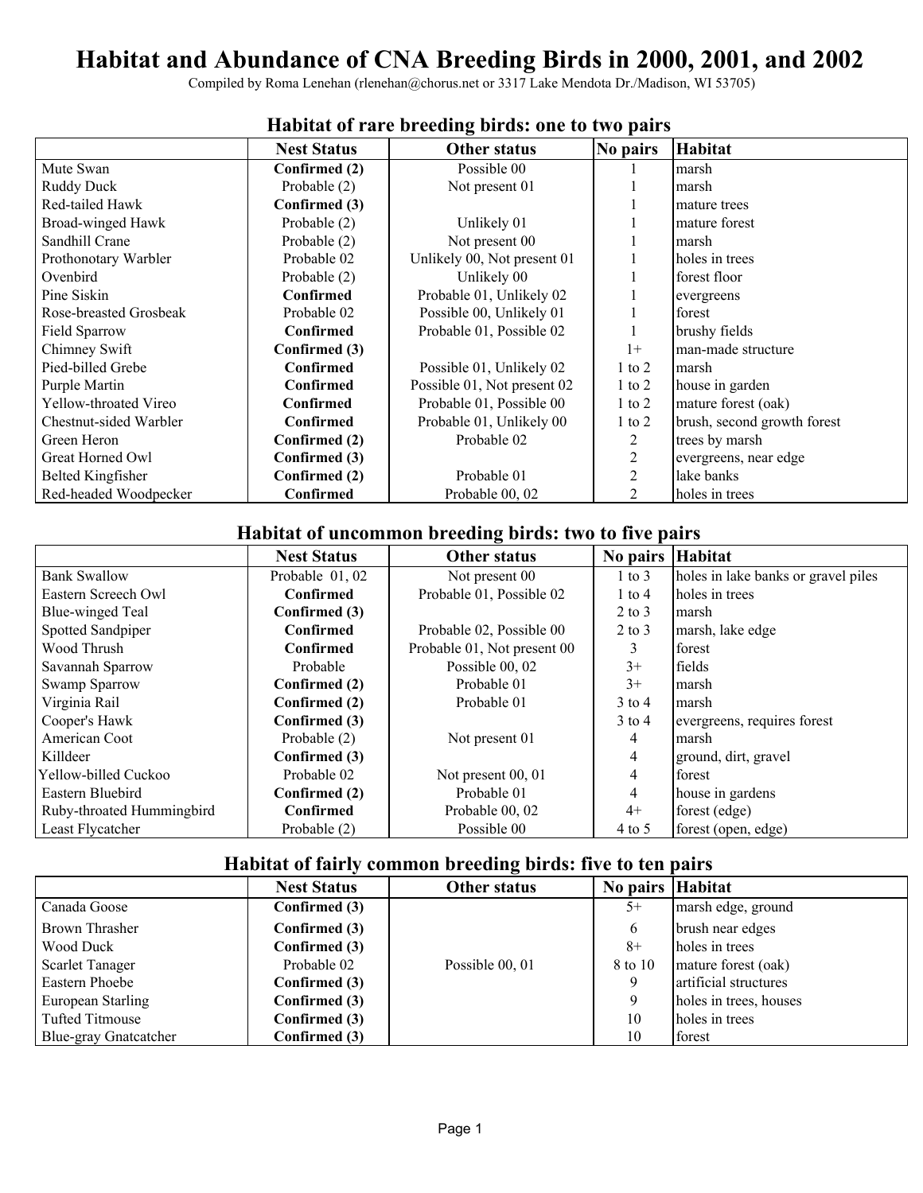# Habitat and Abundance of CNA Breeding Birds in 2000, 2001, and 2002

Compiled by Roma Lenehan (rlenehan@chorus.net or 3317 Lake Mendota Dr./Madison, WI 53705)

## Habitat of rare breeding birds: one to two pairs

| | Nest Status | Other status | No pairs | Habitat |
|---|---|---|---|---|
| Mute Swan | **Confirmed (2)** | Possible 00 | 1 | marsh |
| Ruddy Duck | Probable (2) | Not present 01 | 1 | marsh |
| Red-tailed Hawk | **Confirmed (3)** | | 1 | mature trees |
| Broad-winged Hawk | Probable (2) | Unlikely 01 | 1 | mature forest |
| Sandhill Crane | Probable (2) | Not present 00 | 1 | marsh |
| Prothonotary Warbler | Probable 02 | Unlikely 00, Not present 01 | 1 | holes in trees |
| Ovenbird | Probable (2) | Unlikely 00 | 1 | forest floor |
| Pine Siskin | **Confirmed** | Probable 01, Unlikely 02 | 1 | evergreens |
| Rose-breasted Grosbeak | Probable 02 | Possible 00, Unlikely 01 | 1 | forest |
| Field Sparrow | **Confirmed** | Probable 01, Possible 02 | 1 | brushy fields |
| Chimney Swift | **Confirmed (3)** | | 1+ | man-made structure |
| Pied-billed Grebe | **Confirmed** | Possible 01, Unlikely 02 | 1 to 2 | marsh |
| Purple Martin | **Confirmed** | Possible 01, Not present 02 | 1 to 2 | house in garden |
| Yellow-throated Vireo | **Confirmed** | Probable 01, Possible 00 | 1 to 2 | mature forest (oak) |
| Chestnut-sided Warbler | **Confirmed** | Probable 01, Unlikely 00 | 1 to 2 | brush, second growth forest |
| Green Heron | **Confirmed (2)** | Probable 02 | 2 | trees by marsh |
| Great Horned Owl | **Confirmed (3)** | | 2 | evergreens, near edge |
| Belted Kingfisher | **Confirmed (2)** | Probable 01 | 2 | lake banks |
| Red-headed Woodpecker | **Confirmed** | Probable 00, 02 | 2 | holes in trees |

## Habitat of uncommon breeding birds: two to five pairs

| | Nest Status | Other status | No pairs | Habitat |
|---|---|---|---|---|
| Bank Swallow | Probable 01, 02 | Not present 00 | 1 to 3 | holes in lake banks or gravel piles |
| Eastern Screech Owl | **Confirmed** | Probable 01, Possible 02 | 1 to 4 | holes in trees |
| Blue-winged Teal | **Confirmed (3)** | | 2 to 3 | marsh |
| Spotted Sandpiper | **Confirmed** | Probable 02, Possible 00 | 2 to 3 | marsh, lake edge |
| Wood Thrush | **Confirmed** | Probable 01, Not present 00 | 3 | forest |
| Savannah Sparrow | Probable | Possible 00, 02 | 3+ | fields |
| Swamp Sparrow | **Confirmed (2)** | Probable 01 | 3+ | marsh |
| Virginia Rail | **Confirmed (2)** | Probable 01 | 3 to 4 | marsh |
| Cooper's Hawk | **Confirmed (3)** | | 3 to 4 | evergreens, requires forest |
| American Coot | Probable (2) | Not present 01 | 4 | marsh |
| Killdeer | **Confirmed (3)** | | 4 | ground, dirt, gravel |
| Yellow-billed Cuckoo | Probable 02 | Not present 00, 01 | 4 | forest |
| Eastern Bluebird | **Confirmed (2)** | Probable 01 | 4 | house in gardens |
| Ruby-throated Hummingbird | **Confirmed** | Probable 00, 02 | 4+ | forest (edge) |
| Least Flycatcher | Probable (2) | Possible 00 | 4 to 5 | forest (open, edge) |

## Habitat of fairly common breeding birds: five to ten pairs

| | Nest Status | Other status | No pairs | Habitat |
|---|---|---|---|---|
| Canada Goose | **Confirmed (3)** | | 5+ | marsh edge, ground |
| Brown Thrasher | **Confirmed (3)** | | 6 | brush near edges |
| Wood Duck | **Confirmed (3)** | | 8+ | holes in trees |
| Scarlet Tanager | Probable 02 | Possible 00, 01 | 8 to 10 | mature forest (oak) |
| Eastern Phoebe | **Confirmed (3)** | | 9 | artificial structures |
| European Starling | **Confirmed (3)** | | 9 | holes in trees, houses |
| Tufted Titmouse | **Confirmed (3)** | | 10 | holes in trees |
| Blue-gray Gnatcatcher | **Confirmed (3)** | | 10 | forest |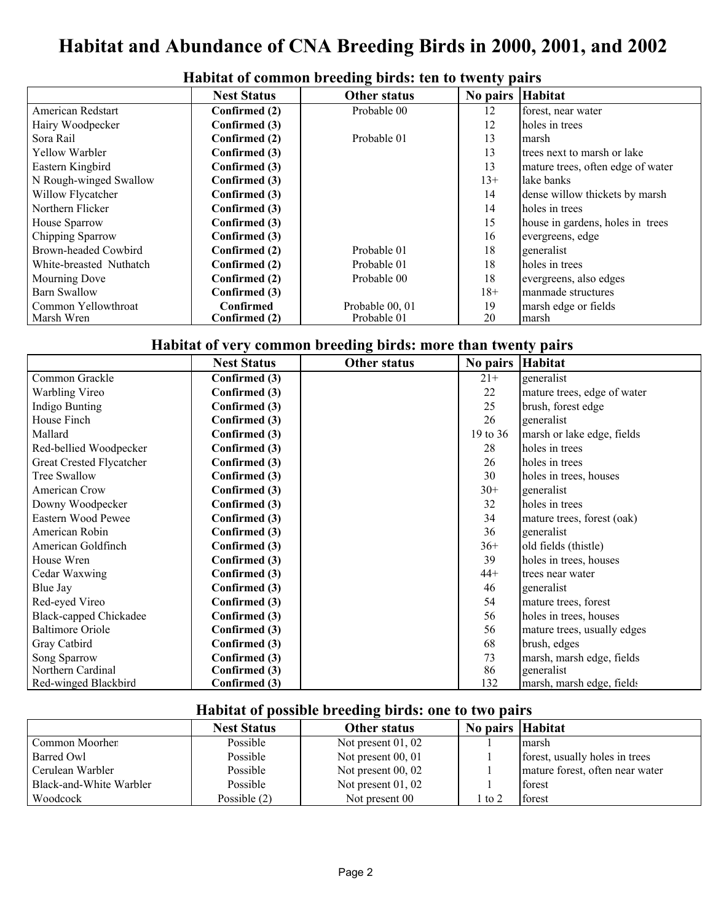# Habitat and Abundance of CNA Breeding Birds in 2000, 2001, and 2002

## Habitat of common breeding birds: ten to twenty pairs

| | Nest Status | Other status | No pairs | Habitat |
|---|---|---|---|---|
| American Redstart | **Confirmed (2)** | Probable 00 | 12 | forest, near water |
| Hairy Woodpecker | **Confirmed (3)** | | 12 | holes in trees |
| Sora Rail | **Confirmed (2)** | Probable 01 | 13 | marsh |
| Yellow Warbler | **Confirmed (3)** | | 13 | trees next to marsh or lake |
| Eastern Kingbird | **Confirmed (3)** | | 13 | mature trees, often edge of water |
| N Rough-winged Swallow | **Confirmed (3)** | | 13+ | lake banks |
| Willow Flycatcher | **Confirmed (3)** | | 14 | dense willow thickets by marsh |
| Northern Flicker | **Confirmed (3)** | | 14 | holes in trees |
| House Sparrow | **Confirmed (3)** | | 15 | house in gardens, holes in trees |
| Chipping Sparrow | **Confirmed (3)** | | 16 | evergreens, edge |
| Brown-headed Cowbird | **Confirmed (2)** | Probable 01 | 18 | generalist |
| White-breasted Nuthatch | **Confirmed (2)** | Probable 01 | 18 | holes in trees |
| Mourning Dove | **Confirmed (2)** | Probable 00 | 18 | evergreens, also edges |
| Barn Swallow | **Confirmed (3)** | | 18+ | manmade structures |
| Common Yellowthroat | **Confirmed** | Probable 00, 01 | 19 | marsh edge or fields |
| Marsh Wren | **Confirmed (2)** | Probable 01 | 20 | marsh |

## Habitat of very common breeding birds: more than twenty pairs

| | Nest Status | Other status | No pairs | Habitat |
|---|---|---|---|---|
| Common Grackle | **Confirmed (3)** | | 21+ | generalist |
| Warbling Vireo | **Confirmed (3)** | | 22 | mature trees, edge of water |
| Indigo Bunting | **Confirmed (3)** | | 25 | brush, forest edge |
| House Finch | **Confirmed (3)** | | 26 | generalist |
| Mallard | **Confirmed (3)** | | 19 to 36 | marsh or lake edge, fields |
| Red-bellied Woodpecker | **Confirmed (3)** | | 28 | holes in trees |
| Great Crested Flycatcher | **Confirmed (3)** | | 26 | holes in trees |
| Tree Swallow | **Confirmed (3)** | | 30 | holes in trees, houses |
| American Crow | **Confirmed (3)** | | 30+ | generalist |
| Downy Woodpecker | **Confirmed (3)** | | 32 | holes in trees |
| Eastern Wood Pewee | **Confirmed (3)** | | 34 | mature trees, forest (oak) |
| American Robin | **Confirmed (3)** | | 36 | generalist |
| American Goldfinch | **Confirmed (3)** | | 36+ | old fields (thistle) |
| House Wren | **Confirmed (3)** | | 39 | holes in trees, houses |
| Cedar Waxwing | **Confirmed (3)** | | 44+ | trees near water |
| Blue Jay | **Confirmed (3)** | | 46 | generalist |
| Red-eyed Vireo | **Confirmed (3)** | | 54 | mature trees, forest |
| Black-capped Chickadee | **Confirmed (3)** | | 56 | holes in trees, houses |
| Baltimore Oriole | **Confirmed (3)** | | 56 | mature trees, usually edges |
| Gray Catbird | **Confirmed (3)** | | 68 | brush, edges |
| Song Sparrow | **Confirmed (3)** | | 73 | marsh, marsh edge, fields |
| Northern Cardinal | **Confirmed (3)** | | 86 | generalist |
| Red-winged Blackbird | **Confirmed (3)** | | 132 | marsh, marsh edge, fields |

## Habitat of possible breeding birds: one to two pairs

| | Nest Status | Other status | No pairs | Habitat |
|---|---|---|---|---|
| Common Moorhen | Possible | Not present 01, 02 | 1 | marsh |
| Barred Owl | Possible | Not present 00, 01 | 1 | forest, usually holes in trees |
| Cerulean Warbler | Possible | Not present 00, 02 | 1 | mature forest, often near water |
| Black-and-White Warbler | Possible | Not present 01, 02 | 1 | forest |
| Woodcock | Possible (2) | Not present 00 | 1 to 2 | forest |